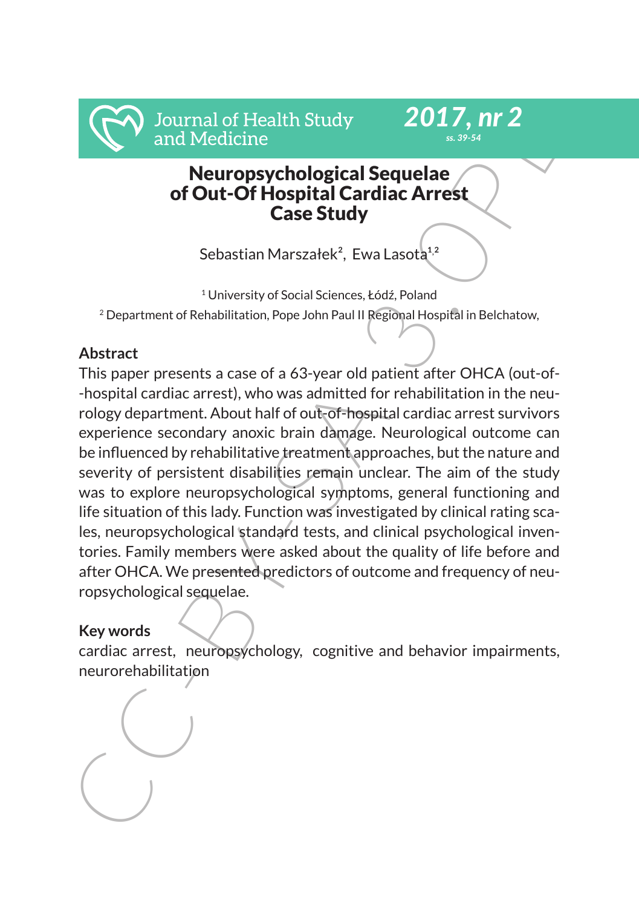# Neuropsychological Sequelae of Out-Of Hospital Cardiac Arrest Case Study

Sebastian Marszałek[2], Ewa Lasota[1,2]

[1] University of Social Sciences, Łódź, Poland

[2] Department of Rehabilitation, Pope John Paul II Regional Hospital in Belchatow,

## Abstract

This paper presents a case of a 63-year old patient after OHCA (out-of-hospital cardiac arrest), who was admitted for rehabilitation in the neurology department. About half of out-of-hospital cardiac arrest survivors experience secondary anoxic brain damage. Neurological outcome can be influenced by rehabilitative treatment approaches, but the nature and severity of persistent disabilities remain unclear. The aim of the study was to explore neuropsychological symptoms, general functioning and life situation of this lady. Function was investigated by clinical rating scales, neuropsychological standard tests, and clinical psychological inventories. Family members were asked about the quality of life before and after OHCA. We presented predictors of outcome and frequency of neuropsychological sequelae.

## Key words

cardiac arrest, neuropsychology, cognitive and behavior impairments, neurorehabilitation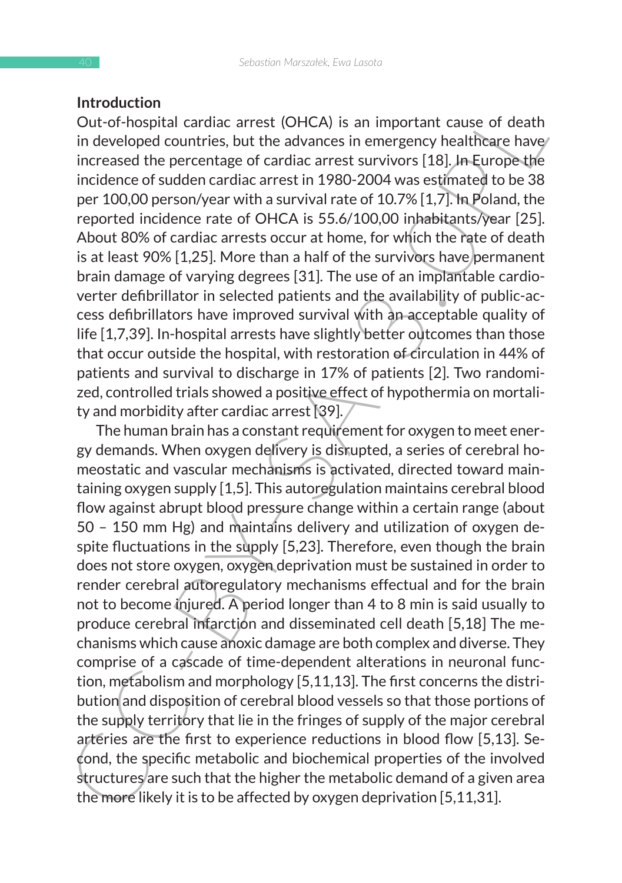## Introduction

Out-of-hospital cardiac arrest (OHCA) is an important cause of death in developed countries, but the advances in emergency healthcare have increased the percentage of cardiac arrest survivors [18]. In Europe the incidence of sudden cardiac arrest in 1980-2004 was estimated to be 38 per 100,00 person/year with a survival rate of 10.7% [1,7]. In Poland, the reported incidence rate of OHCA is 55.6/100,00 inhabitants/year [25]. About 80% of cardiac arrests occur at home, for which the rate of death is at least 90% [1,25]. More than a half of the survivors have permanent brain damage of varying degrees [31]. The use of an implantable cardioverter defibrillator in selected patients and the availability of public-access defibrillators have improved survival with an acceptable quality of life [1,7,39]. In-hospital arrests have slightly better outcomes than those that occur outside the hospital, with restoration of circulation in 44% of patients and survival to discharge in 17% of patients [2]. Two randomized, controlled trials showed a positive effect of hypothermia on mortality and morbidity after cardiac arrest [39].

The human brain has a constant requirement for oxygen to meet energy demands. When oxygen delivery is disrupted, a series of cerebral homeostatic and vascular mechanisms is activated, directed toward maintaining oxygen supply [1,5]. This autoregulation maintains cerebral blood flow against abrupt blood pressure change within a certain range (about 50 – 150 mm Hg) and maintains delivery and utilization of oxygen despite fluctuations in the supply [5,23]. Therefore, even though the brain does not store oxygen, oxygen deprivation must be sustained in order to render cerebral autoregulatory mechanisms effectual and for the brain not to become injured. A period longer than 4 to 8 min is said usually to produce cerebral infarction and disseminated cell death [5,18] The mechanisms which cause anoxic damage are both complex and diverse. They comprise of a cascade of time-dependent alterations in neuronal function, metabolism and morphology [5,11,13]. The first concerns the distribution and disposition of cerebral blood vessels so that those portions of the supply territory that lie in the fringes of supply of the major cerebral arteries are the first to experience reductions in blood flow [5,13]. Second, the specific metabolic and biochemical properties of the involved structures are such that the higher the metabolic demand of a given area the more likely it is to be affected by oxygen deprivation [5,11,31].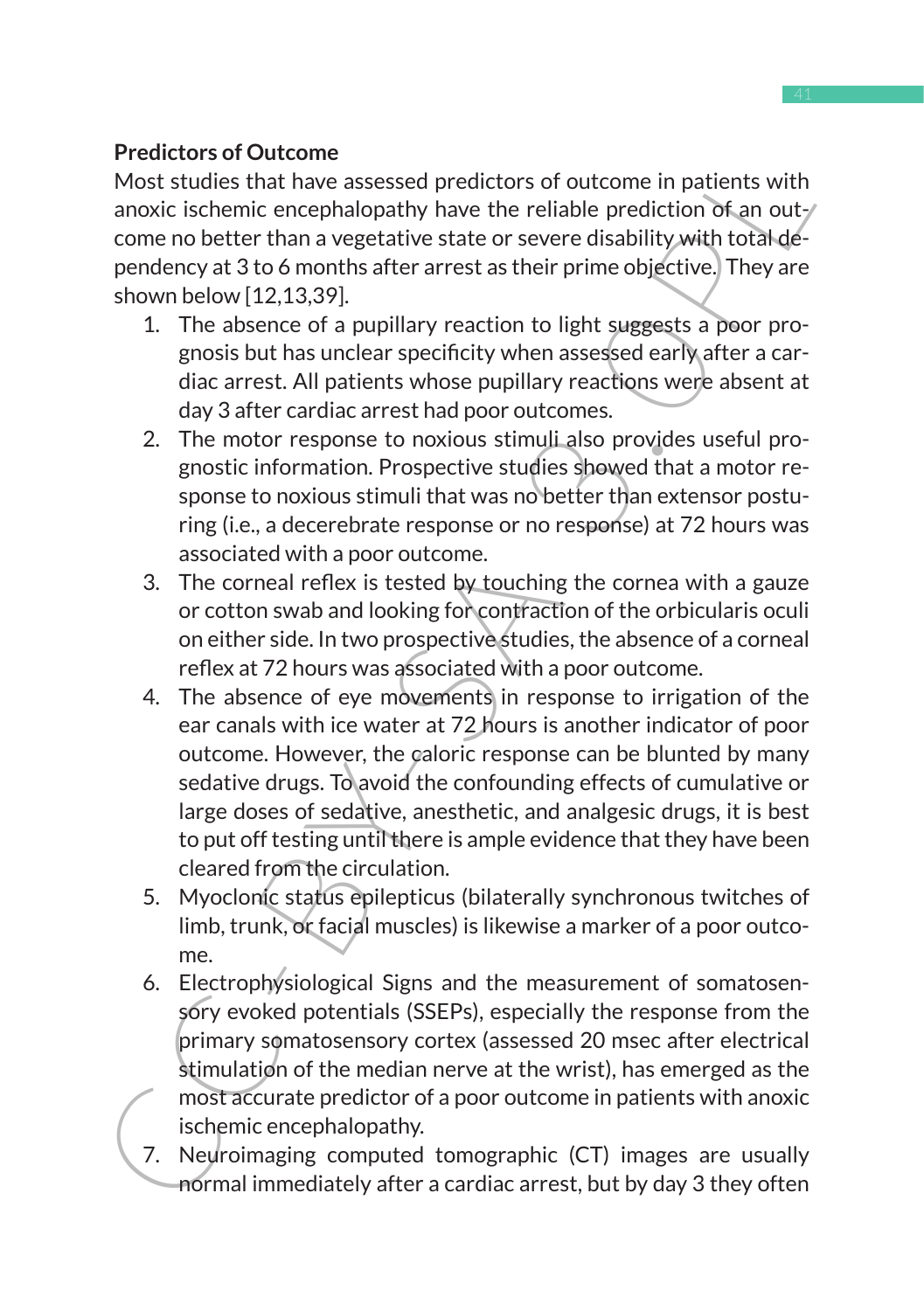**Predictors of Outcome**

Most studies that have assessed predictors of outcome in patients with anoxic ischemic encephalopathy have the reliable prediction of an outcome no better than a vegetative state or severe disability with total dependency at 3 to 6 months after arrest as their prime objective. They are shown below [12,13,39].

1. The absence of a pupillary reaction to light suggests a poor prognosis but has unclear specificity when assessed early after a cardiac arrest. All patients whose pupillary reactions were absent at day 3 after cardiac arrest had poor outcomes.
2. The motor response to noxious stimuli also provides useful prognostic information. Prospective studies showed that a motor response to noxious stimuli that was no better than extensor posturing (i.e., a decerebrate response or no response) at 72 hours was associated with a poor outcome.
3. The corneal reflex is tested by touching the cornea with a gauze or cotton swab and looking for contraction of the orbicularis oculi on either side. In two prospective studies, the absence of a corneal reflex at 72 hours was associated with a poor outcome.
4. The absence of eye movements in response to irrigation of the ear canals with ice water at 72 hours is another indicator of poor outcome. However, the caloric response can be blunted by many sedative drugs. To avoid the confounding effects of cumulative or large doses of sedative, anesthetic, and analgesic drugs, it is best to put off testing until there is ample evidence that they have been cleared from the circulation.
5. Myoclonic status epilepticus (bilaterally synchronous twitches of limb, trunk, or facial muscles) is likewise a marker of a poor outcome.
6. Electrophysiological Signs and the measurement of somatosensory evoked potentials (SSEPs), especially the response from the primary somatosensory cortex (assessed 20 msec after electrical stimulation of the median nerve at the wrist), has emerged as the most accurate predictor of a poor outcome in patients with anoxic ischemic encephalopathy.
7. Neuroimaging computed tomographic (CT) images are usually normal immediately after a cardiac arrest, but by day 3 they often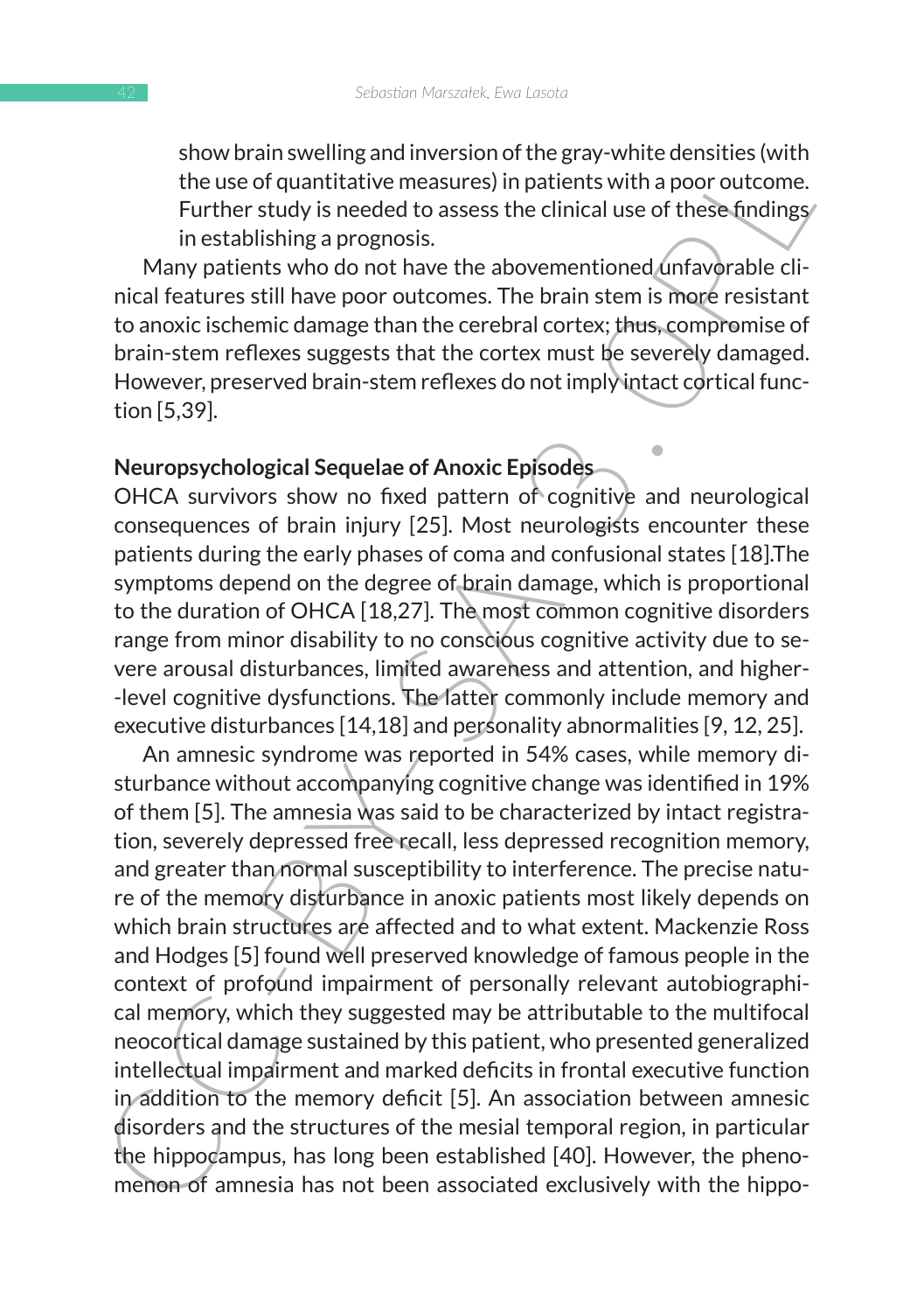show brain swelling and inversion of the gray-white densities (with the use of quantitative measures) in patients with a poor outcome. Further study is needed to assess the clinical use of these findings in establishing a prognosis.

Many patients who do not have the abovementioned unfavorable clinical features still have poor outcomes. The brain stem is more resistant to anoxic ischemic damage than the cerebral cortex; thus, compromise of brain-stem reflexes suggests that the cortex must be severely damaged. However, preserved brain-stem reflexes do not imply intact cortical function [5,39].

**Neuropsychological Sequelae of Anoxic Episodes**

OHCA survivors show no fixed pattern of cognitive and neurological consequences of brain injury [25]. Most neurologists encounter these patients during the early phases of coma and confusional states [18].The symptoms depend on the degree of brain damage, which is proportional to the duration of OHCA [18,27]. The most common cognitive disorders range from minor disability to no conscious cognitive activity due to severe arousal disturbances, limited awareness and attention, and higher-level cognitive dysfunctions. The latter commonly include memory and executive disturbances [14,18] and personality abnormalities [9, 12, 25].

An amnesic syndrome was reported in 54% cases, while memory disturbance without accompanying cognitive change was identified in 19% of them [5]. The amnesia was said to be characterized by intact registration, severely depressed free recall, less depressed recognition memory, and greater than normal susceptibility to interference. The precise nature of the memory disturbance in anoxic patients most likely depends on which brain structures are affected and to what extent. Mackenzie Ross and Hodges [5] found well preserved knowledge of famous people in the context of profound impairment of personally relevant autobiographical memory, which they suggested may be attributable to the multifocal neocortical damage sustained by this patient, who presented generalized intellectual impairment and marked deficits in frontal executive function in addition to the memory deficit [5]. An association between amnesic disorders and the structures of the mesial temporal region, in particular the hippocampus, has long been established [40]. However, the phenomenon of amnesia has not been associated exclusively with the hippo-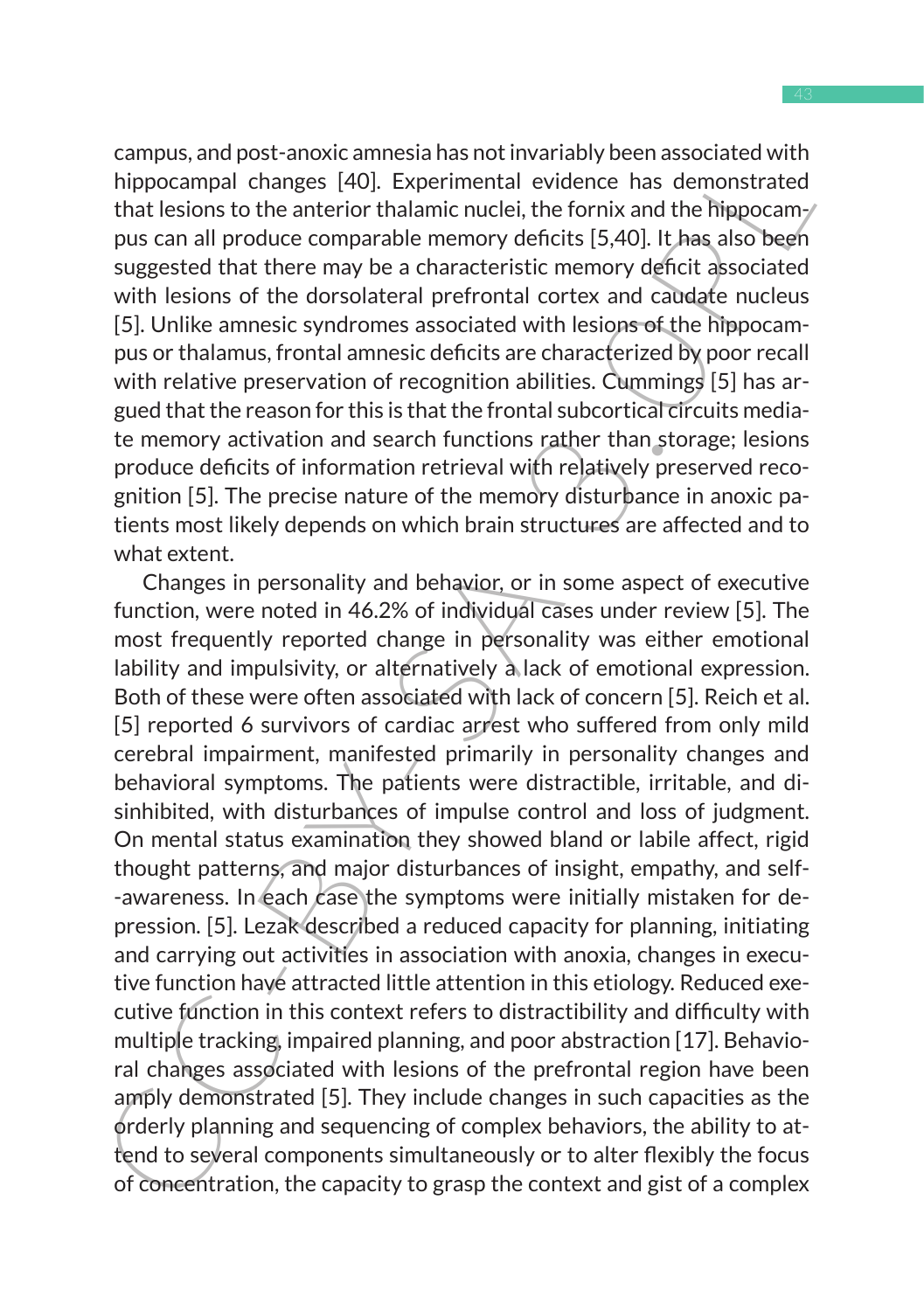campus, and post-anoxic amnesia has not invariably been associated with hippocampal changes [40]. Experimental evidence has demonstrated that lesions to the anterior thalamic nuclei, the fornix and the hippocampus can all produce comparable memory deficits [5,40]. It has also been suggested that there may be a characteristic memory deficit associated with lesions of the dorsolateral prefrontal cortex and caudate nucleus [5]. Unlike amnesic syndromes associated with lesions of the hippocampus or thalamus, frontal amnesic deficits are characterized by poor recall with relative preservation of recognition abilities. Cummings [5] has argued that the reason for this is that the frontal subcortical circuits mediate memory activation and search functions rather than storage; lesions produce deficits of information retrieval with relatively preserved recognition [5]. The precise nature of the memory disturbance in anoxic patients most likely depends on which brain structures are affected and to what extent.

Changes in personality and behavior, or in some aspect of executive function, were noted in 46.2% of individual cases under review [5]. The most frequently reported change in personality was either emotional lability and impulsivity, or alternatively a lack of emotional expression. Both of these were often associated with lack of concern [5]. Reich et al. [5] reported 6 survivors of cardiac arrest who suffered from only mild cerebral impairment, manifested primarily in personality changes and behavioral symptoms. The patients were distractible, irritable, and disinhibited, with disturbances of impulse control and loss of judgment. On mental status examination they showed bland or labile affect, rigid thought patterns, and major disturbances of insight, empathy, and self--awareness. In each case the symptoms were initially mistaken for depression. [5]. Lezak described a reduced capacity for planning, initiating and carrying out activities in association with anoxia, changes in executive function have attracted little attention in this etiology. Reduced executive function in this context refers to distractibility and difficulty with multiple tracking, impaired planning, and poor abstraction [17]. Behavioral changes associated with lesions of the prefrontal region have been amply demonstrated [5]. They include changes in such capacities as the orderly planning and sequencing of complex behaviors, the ability to attend to several components simultaneously or to alter flexibly the focus of concentration, the capacity to grasp the context and gist of a complex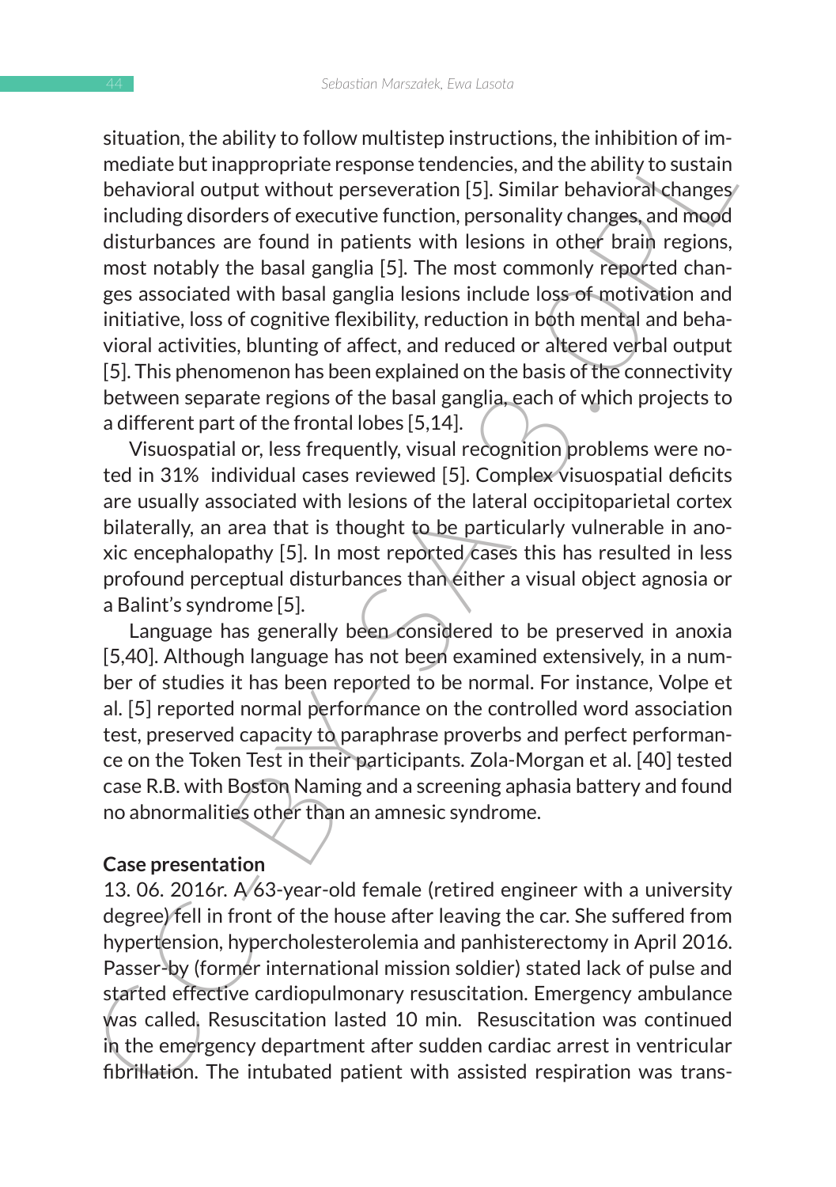situation, the ability to follow multistep instructions, the inhibition of immediate but inappropriate response tendencies, and the ability to sustain behavioral output without perseveration [5]. Similar behavioral changes including disorders of executive function, personality changes, and mood disturbances are found in patients with lesions in other brain regions, most notably the basal ganglia [5]. The most commonly reported changes associated with basal ganglia lesions include loss of motivation and initiative, loss of cognitive flexibility, reduction in both mental and behavioral activities, blunting of affect, and reduced or altered verbal output [5]. This phenomenon has been explained on the basis of the connectivity between separate regions of the basal ganglia, each of which projects to a different part of the frontal lobes [5,14].

Visuospatial or, less frequently, visual recognition problems were noted in 31% individual cases reviewed [5]. Complex visuospatial deficits are usually associated with lesions of the lateral occipitoparietal cortex bilaterally, an area that is thought to be particularly vulnerable in anoxic encephalopathy [5]. In most reported cases this has resulted in less profound perceptual disturbances than either a visual object agnosia or a Balint's syndrome [5].

Language has generally been considered to be preserved in anoxia [5,40]. Although language has not been examined extensively, in a number of studies it has been reported to be normal. For instance, Volpe et al. [5] reported normal performance on the controlled word association test, preserved capacity to paraphrase proverbs and perfect performance on the Token Test in their participants. Zola-Morgan et al. [40] tested case R.B. with Boston Naming and a screening aphasia battery and found no abnormalities other than an amnesic syndrome.

## Case presentation

13. 06. 2016r. A 63-year-old female (retired engineer with a university degree) fell in front of the house after leaving the car. She suffered from hypertension, hypercholesterolemia and panhisterectomy in April 2016. Passer-by (former international mission soldier) stated lack of pulse and started effective cardiopulmonary resuscitation. Emergency ambulance was called. Resuscitation lasted 10 min. Resuscitation was continued in the emergency department after sudden cardiac arrest in ventricular fibrillation. The intubated patient with assisted respiration was trans-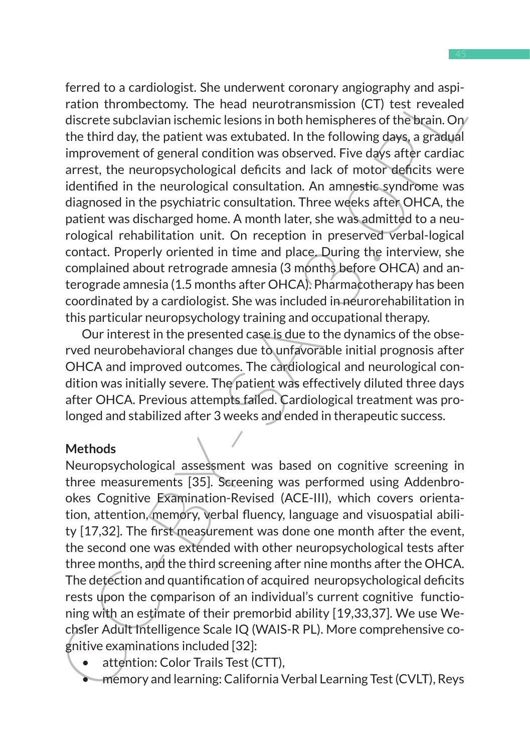ferred to a cardiologist. She underwent coronary angiography and aspiration thrombectomy. The head neurotransmission (CT) test revealed discrete subclavian ischemic lesions in both hemispheres of the brain. On the third day, the patient was extubated. In the following days, a gradual improvement of general condition was observed. Five days after cardiac arrest, the neuropsychological deficits and lack of motor deficits were identified in the neurological consultation. An amnestic syndrome was diagnosed in the psychiatric consultation. Three weeks after OHCA, the patient was discharged home. A month later, she was admitted to a neurological rehabilitation unit. On reception in preserved verbal-logical contact. Properly oriented in time and place. During the interview, she complained about retrograde amnesia (3 months before OHCA) and anterograde amnesia (1.5 months after OHCA). Pharmacotherapy has been coordinated by a cardiologist. She was included in neurorehabilitation in this particular neuropsychology training and occupational therapy.

Our interest in the presented case is due to the dynamics of the observed neurobehavioral changes due to unfavorable initial prognosis after OHCA and improved outcomes. The cardiological and neurological condition was initially severe. The patient was effectively diluted three days after OHCA. Previous attempts failed. Cardiological treatment was prolonged and stabilized after 3 weeks and ended in therapeutic success.

**Methods**

Neuropsychological assessment was based on cognitive screening in three measurements [35]. Screening was performed using Addenbrookes Cognitive Examination-Revised (ACE-III), which covers orientation, attention, memory, verbal fluency, language and visuospatial ability [17,32]. The first measurement was done one month after the event, the second one was extended with other neuropsychological tests after three months, and the third screening after nine months after the OHCA. The detection and quantification of acquired neuropsychological deficits rests upon the comparison of an individual's current cognitive functioning with an estimate of their premorbid ability [19,33,37]. We use Wechsler Adult Intelligence Scale IQ (WAIS-R PL). More comprehensive cognitive examinations included [32]:

- attention: Color Trails Test (CTT),
- memory and learning: California Verbal Learning Test (CVLT), Reys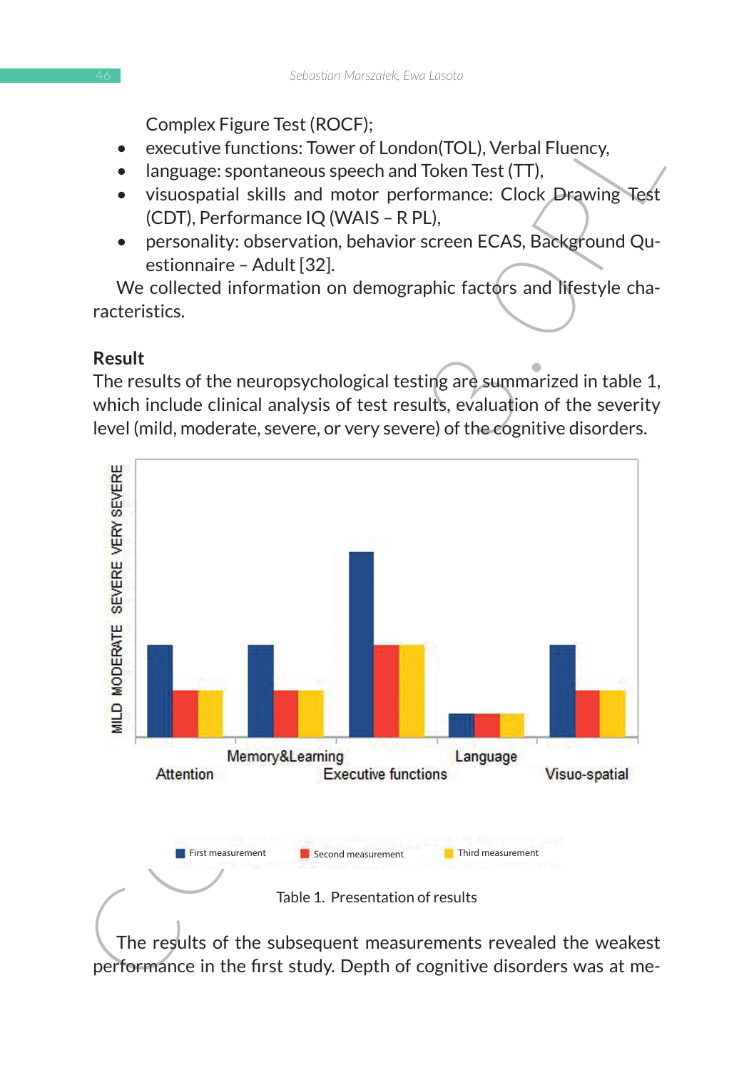Complex Figure Test (ROCF);

- executive functions: Tower of London(TOL), Verbal Fluency,
- language: spontaneous speech and Token Test (TT),
- visuospatial skills and motor performance: Clock Drawing Test (CDT), Performance IQ (WAIS – R PL),
- personality: observation, behavior screen ECAS, Background Questionnaire – Adult [32].

We collected information on demographic factors and lifestyle characteristics.

**Result**

The results of the neuropsychological testing are summarized in table 1, which include clinical analysis of test results, evaluation of the severity level (mild, moderate, severe, or very severe) of the cognitive disorders.

Table 1. Presentation of results

The results of the subsequent measurements revealed the weakest performance in the first study. Depth of cognitive disorders was at me-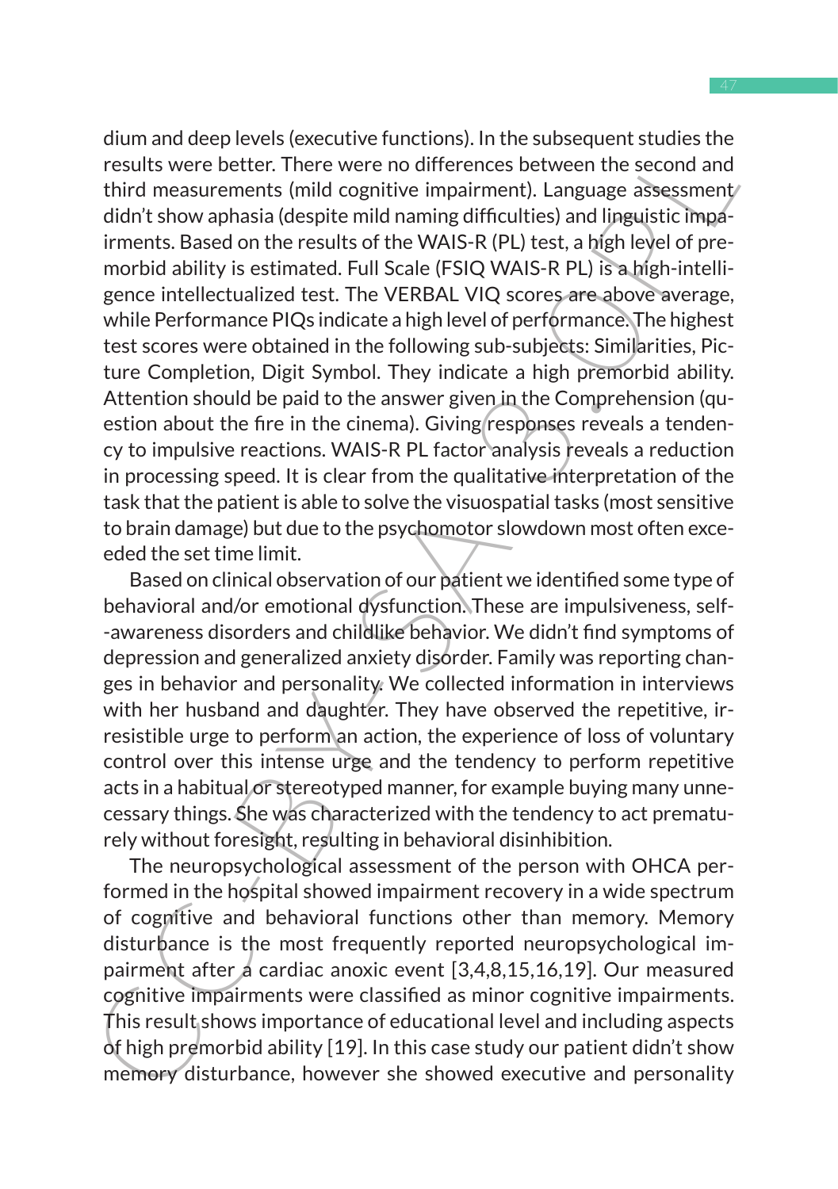dium and deep levels (executive functions). In the subsequent studies the results were better. There were no differences between the second and third measurements (mild cognitive impairment). Language assessment didn't show aphasia (despite mild naming difficulties) and linguistic impairments. Based on the results of the WAIS-R (PL) test, a high level of premorbid ability is estimated. Full Scale (FSIQ WAIS-R PL) is a high-intelligence intellectualized test. The VERBAL VIQ scores are above average, while Performance PIQs indicate a high level of performance. The highest test scores were obtained in the following sub-subjects: Similarities, Picture Completion, Digit Symbol. They indicate a high premorbid ability. Attention should be paid to the answer given in the Comprehension (question about the fire in the cinema). Giving responses reveals a tendency to impulsive reactions. WAIS-R PL factor analysis reveals a reduction in processing speed. It is clear from the qualitative interpretation of the task that the patient is able to solve the visuospatial tasks (most sensitive to brain damage) but due to the psychomotor slowdown most often exceeded the set time limit.

Based on clinical observation of our patient we identified some type of behavioral and/or emotional dysfunction. These are impulsiveness, self--awareness disorders and childlike behavior. We didn't find symptoms of depression and generalized anxiety disorder. Family was reporting changes in behavior and personality. We collected information in interviews with her husband and daughter. They have observed the repetitive, irresistible urge to perform an action, the experience of loss of voluntary control over this intense urge and the tendency to perform repetitive acts in a habitual or stereotyped manner, for example buying many unnecessary things. She was characterized with the tendency to act prematurely without foresight, resulting in behavioral disinhibition.

The neuropsychological assessment of the person with OHCA performed in the hospital showed impairment recovery in a wide spectrum of cognitive and behavioral functions other than memory. Memory disturbance is the most frequently reported neuropsychological impairment after a cardiac anoxic event [3,4,8,15,16,19]. Our measured cognitive impairments were classified as minor cognitive impairments. This result shows importance of educational level and including aspects of high premorbid ability [19]. In this case study our patient didn't show memory disturbance, however she showed executive and personality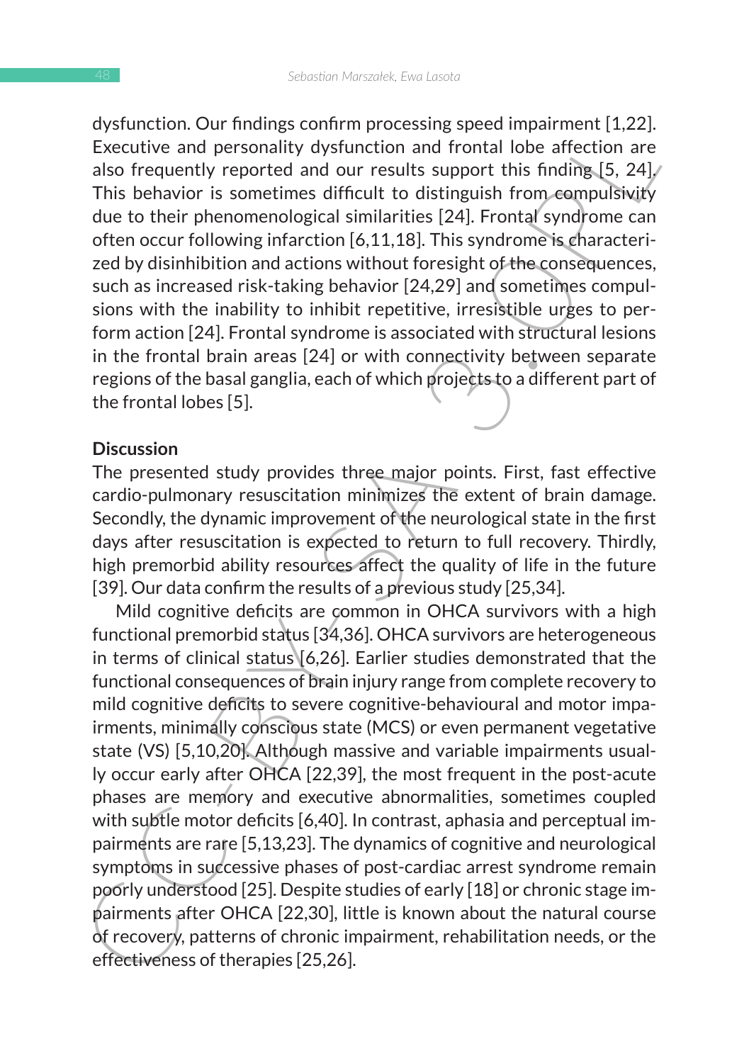dysfunction. Our findings confirm processing speed impairment [1,22]. Executive and personality dysfunction and frontal lobe affection are also frequently reported and our results support this finding [5, 24]. This behavior is sometimes difficult to distinguish from compulsivity due to their phenomenological similarities [24]. Frontal syndrome can often occur following infarction [6,11,18]. This syndrome is characterized by disinhibition and actions without foresight of the consequences, such as increased risk-taking behavior [24,29] and sometimes compulsions with the inability to inhibit repetitive, irresistible urges to perform action [24]. Frontal syndrome is associated with structural lesions in the frontal brain areas [24] or with connectivity between separate regions of the basal ganglia, each of which projects to a different part of the frontal lobes [5].

## Discussion

The presented study provides three major points. First, fast effective cardio-pulmonary resuscitation minimizes the extent of brain damage. Secondly, the dynamic improvement of the neurological state in the first days after resuscitation is expected to return to full recovery. Thirdly, high premorbid ability resources affect the quality of life in the future [39]. Our data confirm the results of a previous study [25,34].

Mild cognitive deficits are common in OHCA survivors with a high functional premorbid status [34,36]. OHCA survivors are heterogeneous in terms of clinical status [6,26]. Earlier studies demonstrated that the functional consequences of brain injury range from complete recovery to mild cognitive deficits to severe cognitive-behavioural and motor impairments, minimally conscious state (MCS) or even permanent vegetative state (VS) [5,10,20]. Although massive and variable impairments usually occur early after OHCA [22,39], the most frequent in the post-acute phases are memory and executive abnormalities, sometimes coupled with subtle motor deficits [6,40]. In contrast, aphasia and perceptual impairments are rare [5,13,23]. The dynamics of cognitive and neurological symptoms in successive phases of post-cardiac arrest syndrome remain poorly understood [25]. Despite studies of early [18] or chronic stage impairments after OHCA [22,30], little is known about the natural course of recovery, patterns of chronic impairment, rehabilitation needs, or the effectiveness of therapies [25,26].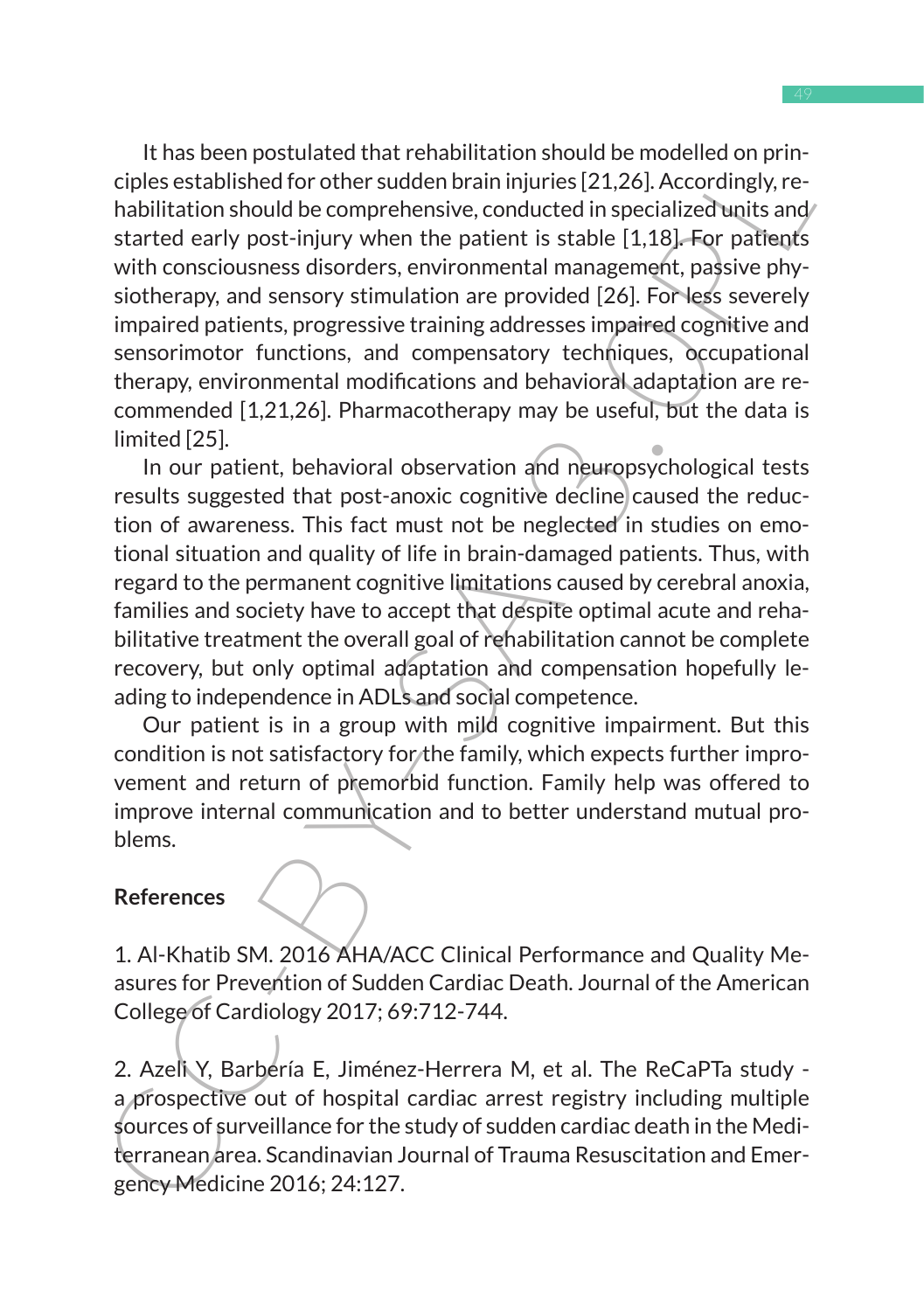It has been postulated that rehabilitation should be modelled on principles established for other sudden brain injuries [21,26]. Accordingly, rehabilitation should be comprehensive, conducted in specialized units and started early post-injury when the patient is stable [1,18]. For patients with consciousness disorders, environmental management, passive physiotherapy, and sensory stimulation are provided [26]. For less severely impaired patients, progressive training addresses impaired cognitive and sensorimotor functions, and compensatory techniques, occupational therapy, environmental modifications and behavioral adaptation are recommended [1,21,26]. Pharmacotherapy may be useful, but the data is limited [25].

In our patient, behavioral observation and neuropsychological tests results suggested that post-anoxic cognitive decline caused the reduction of awareness. This fact must not be neglected in studies on emotional situation and quality of life in brain-damaged patients. Thus, with regard to the permanent cognitive limitations caused by cerebral anoxia, families and society have to accept that despite optimal acute and rehabilitative treatment the overall goal of rehabilitation cannot be complete recovery, but only optimal adaptation and compensation hopefully leading to independence in ADLs and social competence.

Our patient is in a group with mild cognitive impairment. But this condition is not satisfactory for the family, which expects further improvement and return of premorbid function. Family help was offered to improve internal communication and to better understand mutual problems.

## References

1. Al-Khatib SM. 2016 AHA/ACC Clinical Performance and Quality Measures for Prevention of Sudden Cardiac Death. Journal of the American College of Cardiology 2017; 69:712-744.

2. Azeli Y, Barbería E, Jiménez-Herrera M, et al. The ReCaPTa study - a prospective out of hospital cardiac arrest registry including multiple sources of surveillance for the study of sudden cardiac death in the Mediterranean area. Scandinavian Journal of Trauma Resuscitation and Emergency Medicine 2016; 24:127.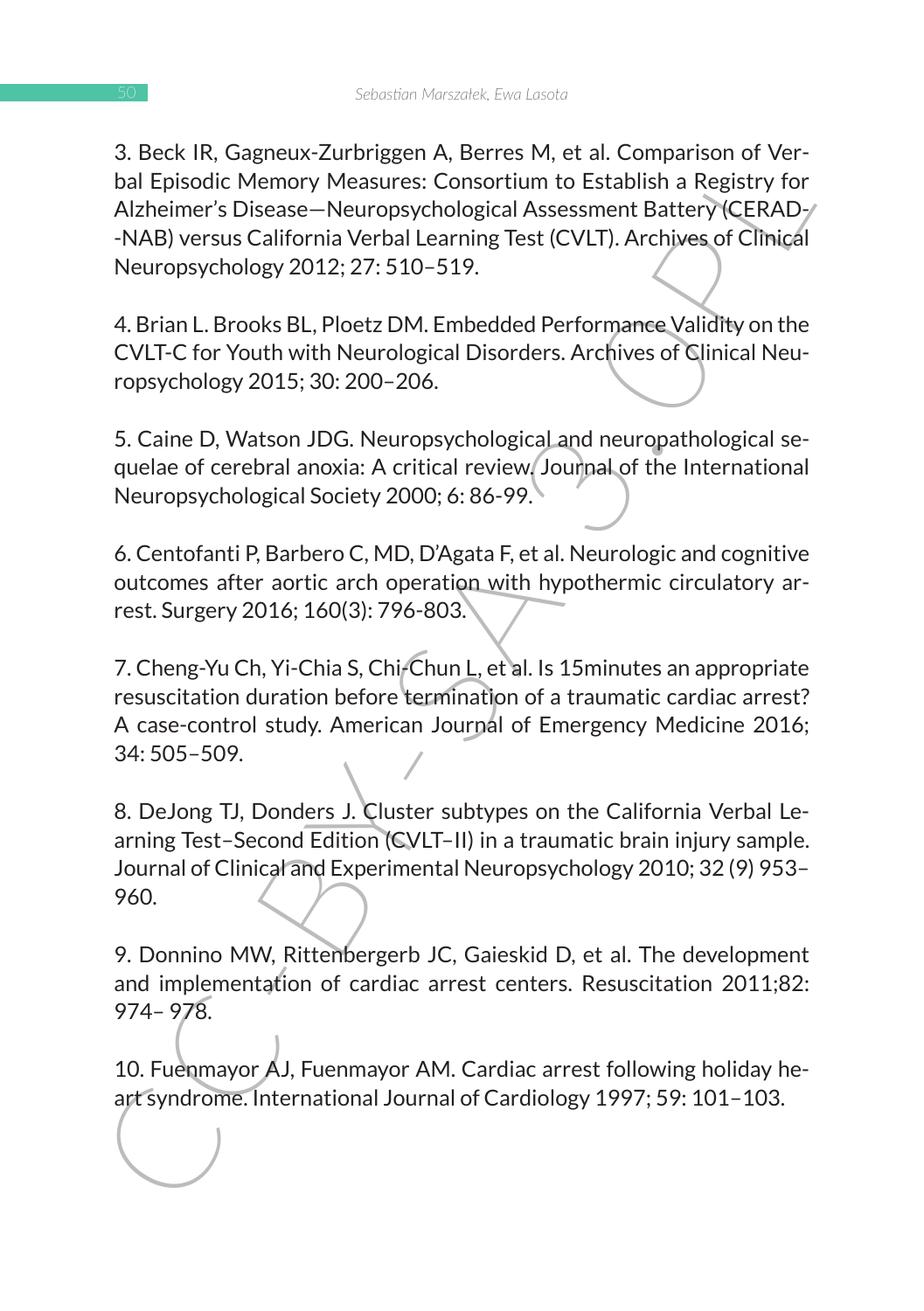3. Beck IR, Gagneux-Zurbriggen A, Berres M, et al. Comparison of Verbal Episodic Memory Measures: Consortium to Establish a Registry for Alzheimer's Disease—Neuropsychological Assessment Battery (CERAD--NAB) versus California Verbal Learning Test (CVLT). Archives of Clinical Neuropsychology 2012; 27: 510–519.

4. Brian L. Brooks BL, Ploetz DM. Embedded Performance Validity on the CVLT-C for Youth with Neurological Disorders. Archives of Clinical Neuropsychology 2015; 30: 200–206.

5. Caine D, Watson JDG. Neuropsychological and neuropathological sequelae of cerebral anoxia: A critical review. Journal of the International Neuropsychological Society 2000; 6: 86-99.

6. Centofanti P, Barbero C, MD, D'Agata F, et al. Neurologic and cognitive outcomes after aortic arch operation with hypothermic circulatory arrest. Surgery 2016; 160(3): 796-803.

7. Cheng-Yu Ch, Yi-Chia S, Chi-Chun L, et al. Is 15minutes an appropriate resuscitation duration before termination of a traumatic cardiac arrest? A case-control study. American Journal of Emergency Medicine 2016; 34: 505–509.

8. DeJong TJ, Donders J. Cluster subtypes on the California Verbal Learning Test–Second Edition (CVLT–II) in a traumatic brain injury sample. Journal of Clinical and Experimental Neuropsychology 2010; 32 (9) 953–960.

9. Donnino MW, Rittenbergerb JC, Gaieskid D, et al. The development and implementation of cardiac arrest centers. Resuscitation 2011;82: 974– 978.

10. Fuenmayor AJ, Fuenmayor AM. Cardiac arrest following holiday heart syndrome. International Journal of Cardiology 1997; 59: 101–103.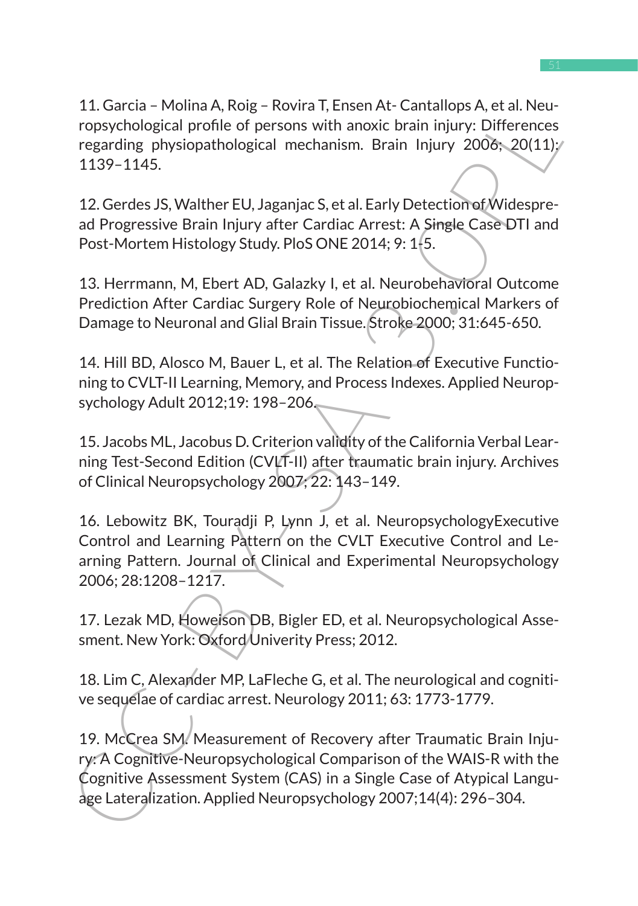11. Garcia – Molina A, Roig – Rovira T, Ensen At- Cantallops A, et al. Neuropsychological profile of persons with anoxic brain injury: Differences regarding physiopathological mechanism. Brain Injury 2006; 20(11): 1139–1145.

12. Gerdes JS, Walther EU, Jaganjac S, et al. Early Detection of Widespread Progressive Brain Injury after Cardiac Arrest: A Single Case DTI and Post-Mortem Histology Study. PloS ONE 2014; 9: 1-5.

13. Herrmann, M, Ebert AD, Galazky I, et al. Neurobehavioral Outcome Prediction After Cardiac Surgery Role of Neurobiochemical Markers of Damage to Neuronal and Glial Brain Tissue. Stroke 2000; 31:645-650.

14. Hill BD, Alosco M, Bauer L, et al. The Relation of Executive Functioning to CVLT-II Learning, Memory, and Process Indexes. Applied Neuropsychology Adult 2012;19: 198–206.

15. Jacobs ML, Jacobus D. Criterion validity of the California Verbal Learning Test-Second Edition (CVLT-II) after traumatic brain injury. Archives of Clinical Neuropsychology 2007; 22: 143–149.

16. Lebowitz BK, Touradji P, Lynn J, et al. NeuropsychologyExecutive Control and Learning Pattern on the CVLT Executive Control and Learning Pattern. Journal of Clinical and Experimental Neuropsychology 2006; 28:1208–1217.

17. Lezak MD, Howeison DB, Bigler ED, et al. Neuropsychological Assesment. New York: Oxford Univerity Press; 2012.

18. Lim C, Alexander MP, LaFleche G, et al. The neurological and cognitive sequelae of cardiac arrest. Neurology 2011; 63: 1773-1779.

19. McCrea SM. Measurement of Recovery after Traumatic Brain Injury: A Cognitive-Neuropsychological Comparison of the WAIS-R with the Cognitive Assessment System (CAS) in a Single Case of Atypical Language Lateralization. Applied Neuropsychology 2007;14(4): 296–304.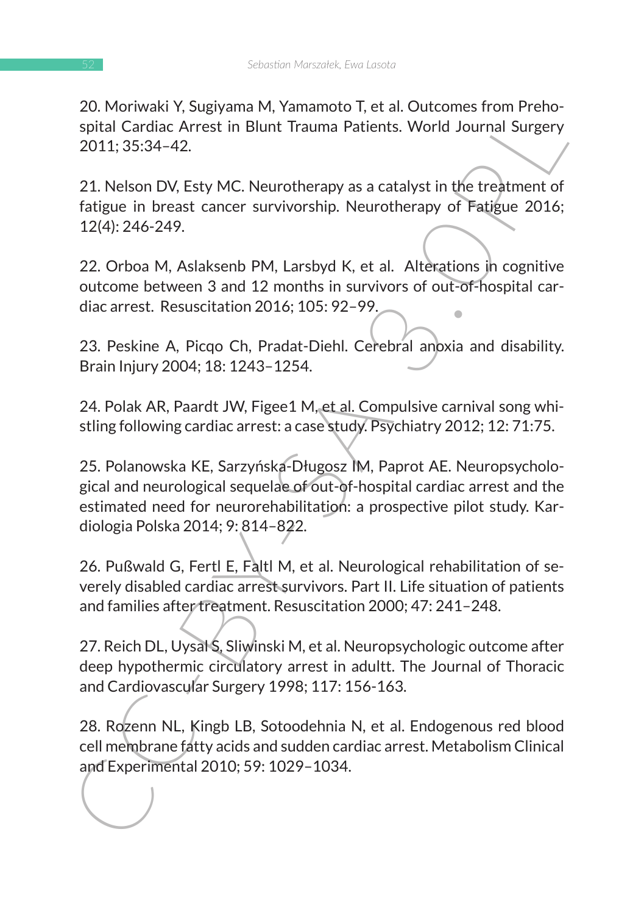20. Moriwaki Y, Sugiyama M, Yamamoto T, et al. Outcomes from Prehospital Cardiac Arrest in Blunt Trauma Patients. World Journal Surgery 2011; 35:34–42.

21. Nelson DV, Esty MC. Neurotherapy as a catalyst in the treatment of fatigue in breast cancer survivorship. Neurotherapy of Fatigue 2016; 12(4): 246-249.

22. Orboa M, Aslaksenb PM, Larsbyd K, et al. Alterations in cognitive outcome between 3 and 12 months in survivors of out-of-hospital cardiac arrest. Resuscitation 2016; 105: 92–99.

23. Peskine A, Picqo Ch, Pradat-Diehl. Cerebral anoxia and disability. Brain Injury 2004; 18: 1243–1254.

24. Polak AR, Paardt JW, Figee1 M, et al. Compulsive carnival song whistling following cardiac arrest: a case study. Psychiatry 2012; 12: 71:75.

25. Polanowska KE, Sarzyńska-Długosz IM, Paprot AE. Neuropsychological and neurological sequelae of out-of-hospital cardiac arrest and the estimated need for neurorehabilitation: a prospective pilot study. Kardiologia Polska 2014; 9: 814–822.

26. Pußwald G, Fertl E, Faltl M, et al. Neurological rehabilitation of severely disabled cardiac arrest survivors. Part II. Life situation of patients and families after treatment. Resuscitation 2000; 47: 241–248.

27. Reich DL, Uysal S, Sliwinski M, et al. Neuropsychologic outcome after deep hypothermic circulatory arrest in adultt. The Journal of Thoracic and Cardiovascular Surgery 1998; 117: 156-163.

28. Rozenn NL, Kingb LB, Sotoodehnia N, et al. Endogenous red blood cell membrane fatty acids and sudden cardiac arrest. Metabolism Clinical and Experimental 2010; 59: 1029–1034.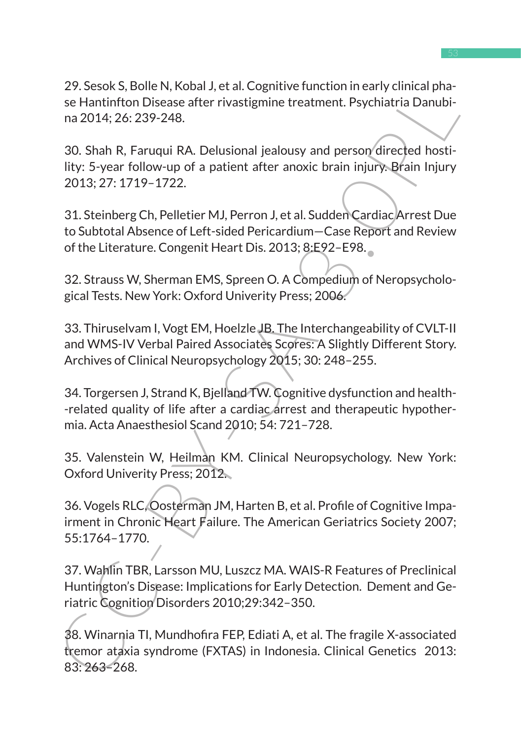29. Sesok S, Bolle N, Kobal J, et al. Cognitive function in early clinical phase Hantinfton Disease after rivastigmine treatment. Psychiatria Danubina 2014; 26: 239-248.

30. Shah R, Faruqui RA. Delusional jealousy and person directed hostility: 5-year follow-up of a patient after anoxic brain injury. Brain Injury 2013; 27: 1719–1722.

31. Steinberg Ch, Pelletier MJ, Perron J, et al. Sudden Cardiac Arrest Due to Subtotal Absence of Left-sided Pericardium—Case Report and Review of the Literature. Congenit Heart Dis. 2013; 8:E92–E98.

32. Strauss W, Sherman EMS, Spreen O. A Compedium of Neropsychological Tests. New York: Oxford Univerity Press; 2006.

33. Thiruselvam I, Vogt EM, Hoelzle JB. The Interchangeability of CVLT-II and WMS-IV Verbal Paired Associates Scores: A Slightly Different Story. Archives of Clinical Neuropsychology 2015; 30: 248–255.

34. Torgersen J, Strand K, Bjelland TW. Cognitive dysfunction and health--related quality of life after a cardiac arrest and therapeutic hypothermia. Acta Anaesthesiol Scand 2010; 54: 721–728.

35. Valenstein W, Heilman KM. Clinical Neuropsychology. New York: Oxford Univerity Press; 2012.

36. Vogels RLC, Oosterman JM, Harten B, et al. Profile of Cognitive Impairment in Chronic Heart Failure. The American Geriatrics Society 2007; 55:1764–1770.

37. Wahlin TBR, Larsson MU, Luszcz MA. WAIS-R Features of Preclinical Huntington's Disease: Implications for Early Detection. Dement and Geriatric Cognition Disorders 2010;29:342–350.

38. Winarnia TI, Mundhofira FEP, Ediati A, et al. The fragile X-associated tremor ataxia syndrome (FXTAS) in Indonesia. Clinical Genetics 2013: 83: 263–268.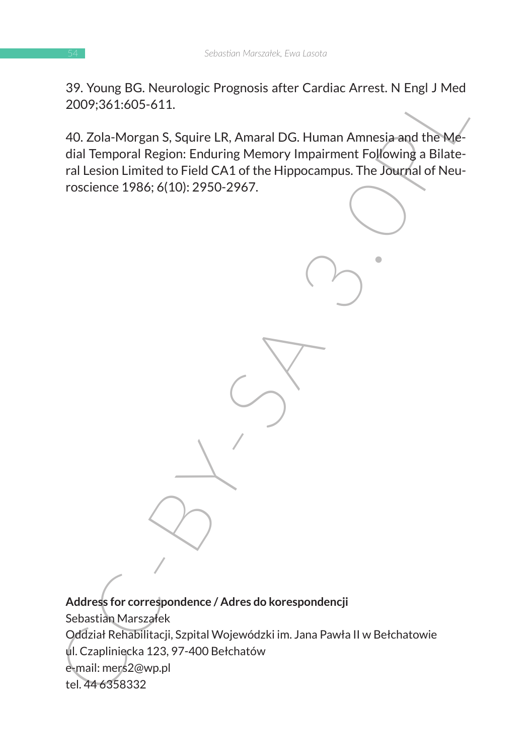39. Young BG. Neurologic Prognosis after Cardiac Arrest. N Engl J Med 2009;361:605-611.

40. Zola-Morgan S, Squire LR, Amaral DG. Human Amnesia and the Medial Temporal Region: Enduring Memory Impairment Following a Bilateral Lesion Limited to Field CA1 of the Hippocampus. The Journal of Neuroscience 1986; 6(10): 2950-2967.

**Address for correspondence / Adres do korespondencji**
Sebastian Marszałek
Oddział Rehabilitacji, Szpital Wojewódzki im. Jana Pawła II w Bełchatowie
ul. Czapliniecka 123, 97-400 Bełchatów
e-mail: mers2@wp.pl
tel. 44 6358332